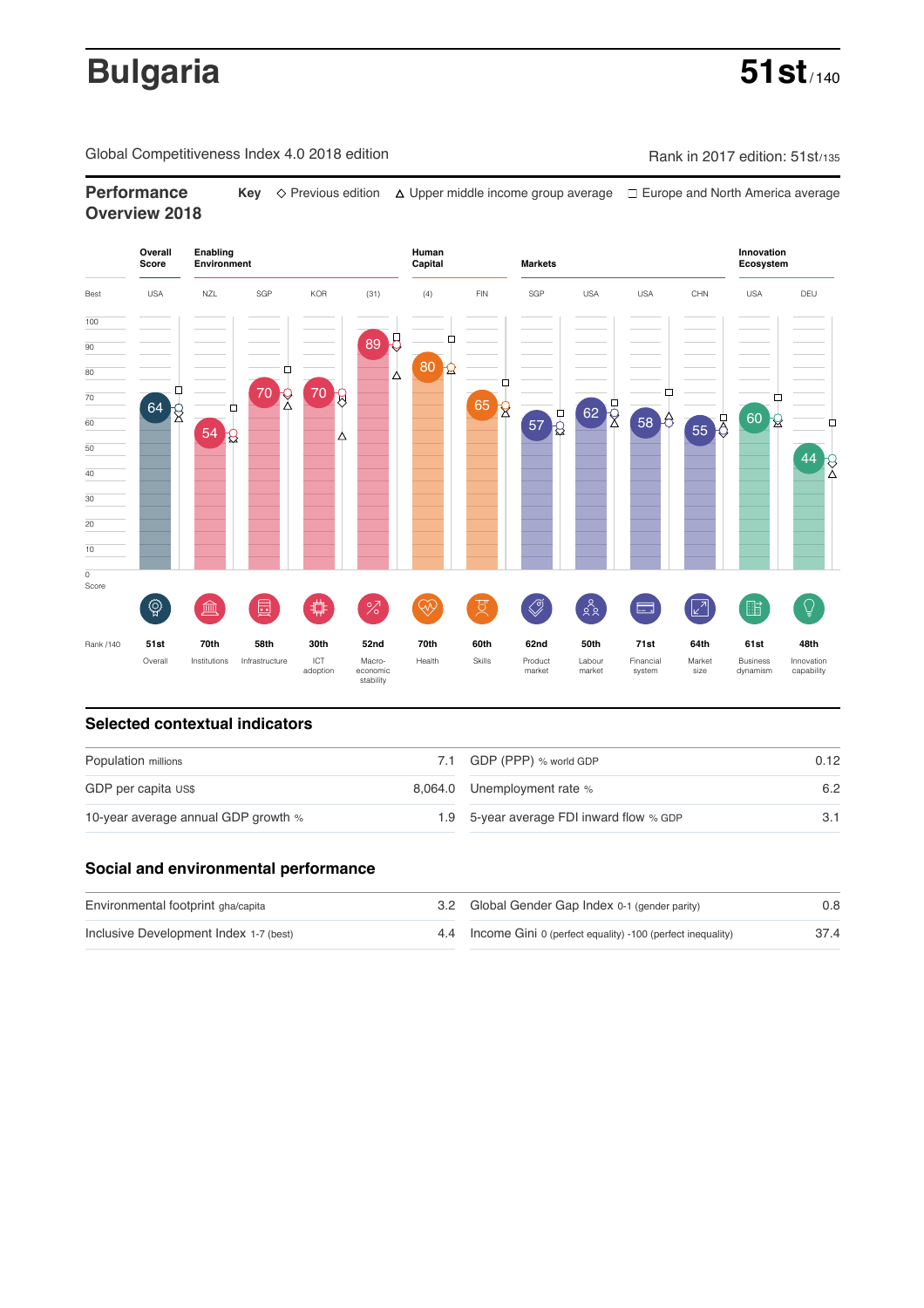# Bulgaria

**51st** / 140

Global Competitiveness Index 4.0 2018 edition

Rank in 2017 edition: 51st/135

## Performance Overview 2018

**Key** ◇ Previous edition △ Upper middle income group average □ Europe and North America average

| | Overall Score | Enabling Environment | | | | Human Capital | | Markets | | | | Innovation Ecosystem | |
|---|---|---|---|---|---|---|---|---|---|---|---|---|---|
| Best | USA | NZL | SGP | KOR | (31) | (4) | FIN | SGP | USA | USA | CHN | USA | DEU |
| Score | 64 | 54 | 70 | 70 | 89 | 80 | 65 | 57 | 62 | 58 | 55 | 60 | 44 |
| Rank /140 | 51st | 70th | 58th | 30th | 52nd | 70th | 60th | 62nd | 50th | 71st | 64th | 61st | 48th |
| | Overall | Institutions | Infrastructure | ICT adoption | Macro-economic stability | Health | Skills | Product market | Labour market | Financial system | Market size | Business dynamism | Innovation capability |

## Selected contextual indicators

| | | | |
|---|---|---|---|
| Population millions | 7.1 | GDP (PPP) % world GDP | 0.12 |
| GDP per capita US$ | 8,064.0 | Unemployment rate % | 6.2 |
| 10-year average annual GDP growth % | 1.9 | 5-year average FDI inward flow % GDP | 3.1 |

## Social and environmental performance

| | | | |
|---|---|---|---|
| Environmental footprint gha/capita | 3.2 | Global Gender Gap Index 0-1 (gender parity) | 0.8 |
| Inclusive Development Index 1-7 (best) | 4.4 | Income Gini 0 (perfect equality) -100 (perfect inequality) | 37.4 |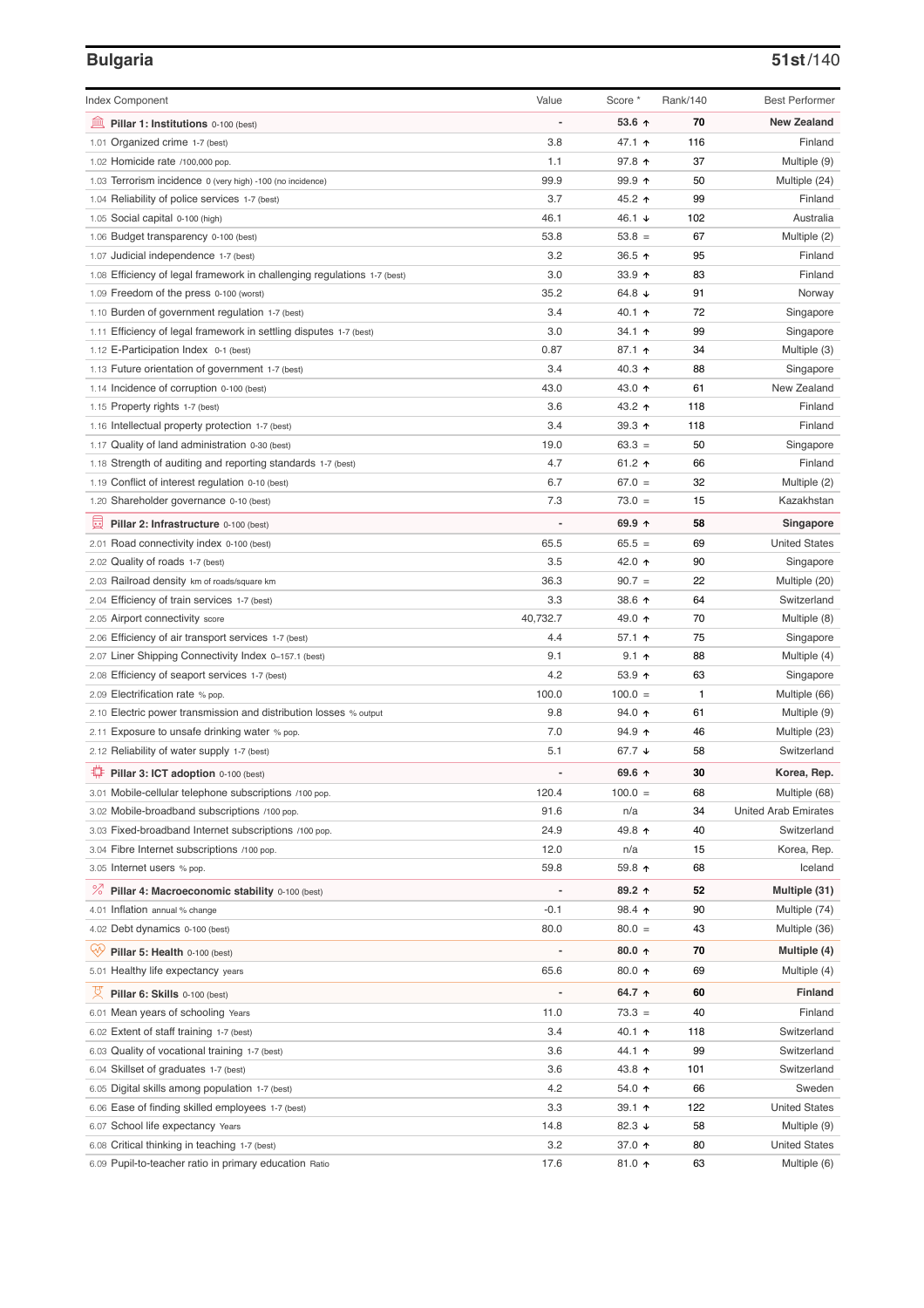## Bulgaria

**51st**/140

| Index Component | Value | Score * | Rank/140 | Best Performer |
|---|---|---|---|---|
| **Pillar 1: Institutions** 0-100 (best) | - | **53.6** ↑ | **70** | **New Zealand** |
| 1.01 Organized crime 1-7 (best) | 3.8 | 47.1 ↑ | 116 | Finland |
| 1.02 Homicide rate /100,000 pop. | 1.1 | 97.8 ↑ | 37 | Multiple (9) |
| 1.03 Terrorism incidence 0 (very high) -100 (no incidence) | 99.9 | 99.9 ↑ | 50 | Multiple (24) |
| 1.04 Reliability of police services 1-7 (best) | 3.7 | 45.2 ↑ | 99 | Finland |
| 1.05 Social capital 0-100 (high) | 46.1 | 46.1 ↓ | 102 | Australia |
| 1.06 Budget transparency 0-100 (best) | 53.8 | 53.8 = | 67 | Multiple (2) |
| 1.07 Judicial independence 1-7 (best) | 3.2 | 36.5 ↑ | 95 | Finland |
| 1.08 Efficiency of legal framework in challenging regulations 1-7 (best) | 3.0 | 33.9 ↑ | 83 | Finland |
| 1.09 Freedom of the press 0-100 (worst) | 35.2 | 64.8 ↓ | 91 | Norway |
| 1.10 Burden of government regulation 1-7 (best) | 3.4 | 40.1 ↑ | 72 | Singapore |
| 1.11 Efficiency of legal framework in settling disputes 1-7 (best) | 3.0 | 34.1 ↑ | 99 | Singapore |
| 1.12 E-Participation Index 0-1 (best) | 0.87 | 87.1 ↑ | 34 | Multiple (3) |
| 1.13 Future orientation of government 1-7 (best) | 3.4 | 40.3 ↑ | 88 | Singapore |
| 1.14 Incidence of corruption 0-100 (best) | 43.0 | 43.0 ↑ | 61 | New Zealand |
| 1.15 Property rights 1-7 (best) | 3.6 | 43.2 ↑ | 118 | Finland |
| 1.16 Intellectual property protection 1-7 (best) | 3.4 | 39.3 ↑ | 118 | Finland |
| 1.17 Quality of land administration 0-30 (best) | 19.0 | 63.3 = | 50 | Singapore |
| 1.18 Strength of auditing and reporting standards 1-7 (best) | 4.7 | 61.2 ↑ | 66 | Finland |
| 1.19 Conflict of interest regulation 0-10 (best) | 6.7 | 67.0 = | 32 | Multiple (2) |
| 1.20 Shareholder governance 0-10 (best) | 7.3 | 73.0 = | 15 | Kazakhstan |
| **Pillar 2: Infrastructure** 0-100 (best) | - | **69.9** ↑ | **58** | **Singapore** |
| 2.01 Road connectivity index 0-100 (best) | 65.5 | 65.5 = | 69 | United States |
| 2.02 Quality of roads 1-7 (best) | 3.5 | 42.0 ↑ | 90 | Singapore |
| 2.03 Railroad density km of roads/square km | 36.3 | 90.7 = | 22 | Multiple (20) |
| 2.04 Efficiency of train services 1-7 (best) | 3.3 | 38.6 ↑ | 64 | Switzerland |
| 2.05 Airport connectivity score | 40,732.7 | 49.0 ↑ | 70 | Multiple (8) |
| 2.06 Efficiency of air transport services 1-7 (best) | 4.4 | 57.1 ↑ | 75 | Singapore |
| 2.07 Liner Shipping Connectivity Index 0–157.1 (best) | 9.1 | 9.1 ↑ | 88 | Multiple (4) |
| 2.08 Efficiency of seaport services 1-7 (best) | 4.2 | 53.9 ↑ | 63 | Singapore |
| 2.09 Electrification rate % pop. | 100.0 | 100.0 = | 1 | Multiple (66) |
| 2.10 Electric power transmission and distribution losses % output | 9.8 | 94.0 ↑ | 61 | Multiple (9) |
| 2.11 Exposure to unsafe drinking water % pop. | 7.0 | 94.9 ↑ | 46 | Multiple (23) |
| 2.12 Reliability of water supply 1-7 (best) | 5.1 | 67.7 ↓ | 58 | Switzerland |
| **Pillar 3: ICT adoption** 0-100 (best) | - | **69.6** ↑ | **30** | **Korea, Rep.** |
| 3.01 Mobile-cellular telephone subscriptions /100 pop. | 120.4 | 100.0 = | 68 | Multiple (68) |
| 3.02 Mobile-broadband subscriptions /100 pop. | 91.6 | n/a | 34 | United Arab Emirates |
| 3.03 Fixed-broadband Internet subscriptions /100 pop. | 24.9 | 49.8 ↑ | 40 | Switzerland |
| 3.04 Fibre Internet subscriptions /100 pop. | 12.0 | n/a | 15 | Korea, Rep. |
| 3.05 Internet users % pop. | 59.8 | 59.8 ↑ | 68 | Iceland |
| **Pillar 4: Macroeconomic stability** 0-100 (best) | - | **89.2** ↑ | **52** | **Multiple (31)** |
| 4.01 Inflation annual % change | -0.1 | 98.4 ↑ | 90 | Multiple (74) |
| 4.02 Debt dynamics 0-100 (best) | 80.0 | 80.0 = | 43 | Multiple (36) |
| **Pillar 5: Health** 0-100 (best) | - | **80.0** ↑ | **70** | **Multiple (4)** |
| 5.01 Healthy life expectancy years | 65.6 | 80.0 ↑ | 69 | Multiple (4) |
| **Pillar 6: Skills** 0-100 (best) | - | **64.7** ↑ | **60** | **Finland** |
| 6.01 Mean years of schooling Years | 11.0 | 73.3 = | 40 | Finland |
| 6.02 Extent of staff training 1-7 (best) | 3.4 | 40.1 ↑ | 118 | Switzerland |
| 6.03 Quality of vocational training 1-7 (best) | 3.6 | 44.1 ↑ | 99 | Switzerland |
| 6.04 Skillset of graduates 1-7 (best) | 3.6 | 43.8 ↑ | 101 | Switzerland |
| 6.05 Digital skills among population 1-7 (best) | 4.2 | 54.0 ↑ | 66 | Sweden |
| 6.06 Ease of finding skilled employees 1-7 (best) | 3.3 | 39.1 ↑ | 122 | United States |
| 6.07 School life expectancy Years | 14.8 | 82.3 ↓ | 58 | Multiple (9) |
| 6.08 Critical thinking in teaching 1-7 (best) | 3.2 | 37.0 ↑ | 80 | United States |
| 6.09 Pupil-to-teacher ratio in primary education Ratio | 17.6 | 81.0 ↑ | 63 | Multiple (6) |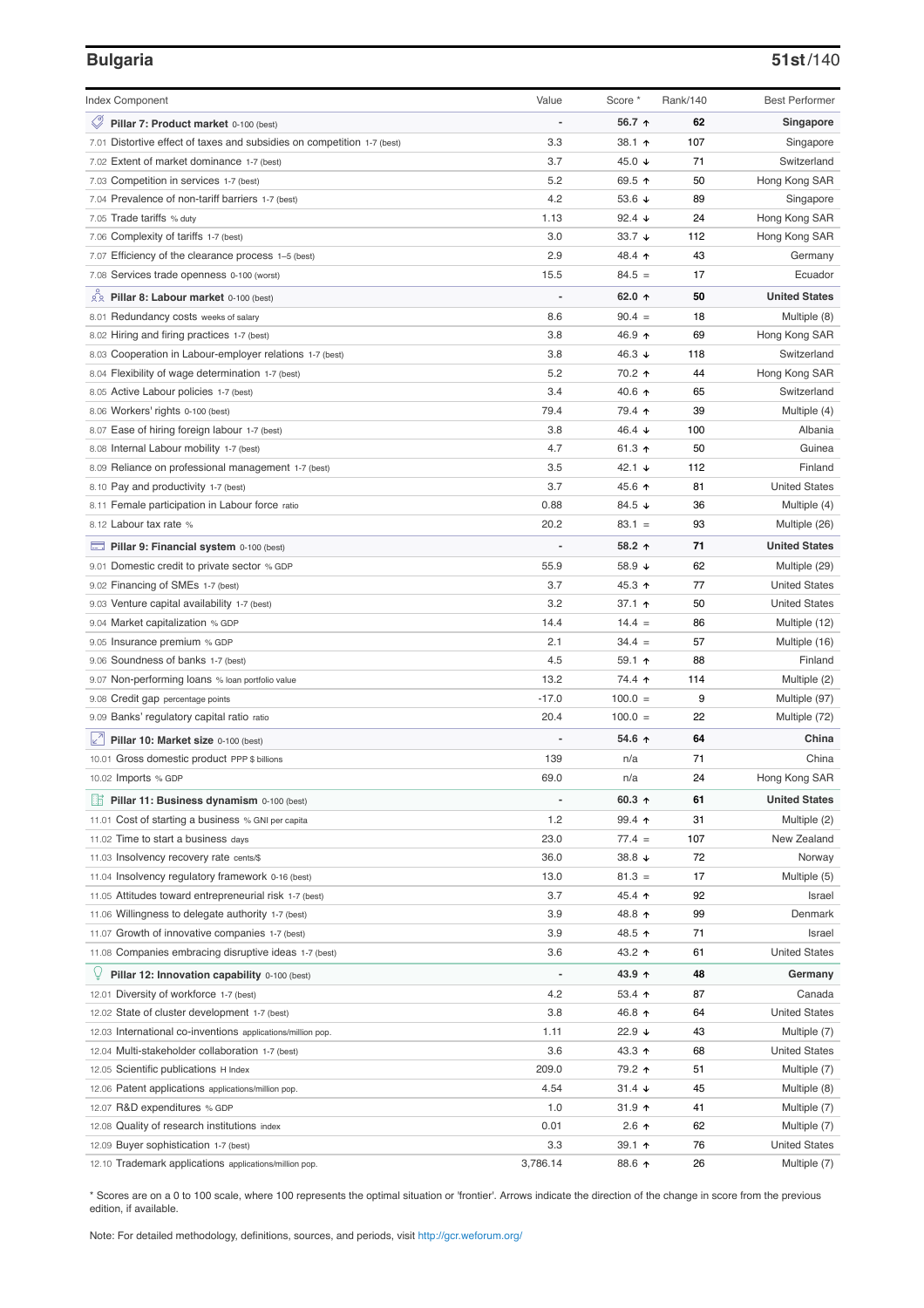## Bulgaria

**51st**/140

| Index Component | Value | Score * | Rank/140 | Best Performer |
|---|---|---|---|---|
| **Pillar 7: Product market** 0-100 (best) | - | **56.7 ↑** | **62** | **Singapore** |
| 7.01 Distortive effect of taxes and subsidies on competition 1-7 (best) | 3.3 | 38.1 ↑ | 107 | Singapore |
| 7.02 Extent of market dominance 1-7 (best) | 3.7 | 45.0 ↓ | 71 | Switzerland |
| 7.03 Competition in services 1-7 (best) | 5.2 | 69.5 ↑ | 50 | Hong Kong SAR |
| 7.04 Prevalence of non-tariff barriers 1-7 (best) | 4.2 | 53.6 ↓ | 89 | Singapore |
| 7.05 Trade tariffs % duty | 1.13 | 92.4 ↓ | 24 | Hong Kong SAR |
| 7.06 Complexity of tariffs 1-7 (best) | 3.0 | 33.7 ↓ | 112 | Hong Kong SAR |
| 7.07 Efficiency of the clearance process 1–5 (best) | 2.9 | 48.4 ↑ | 43 | Germany |
| 7.08 Services trade openness 0-100 (worst) | 15.5 | 84.5 = | 17 | Ecuador |
| **Pillar 8: Labour market** 0-100 (best) | - | **62.0 ↑** | **50** | **United States** |
| 8.01 Redundancy costs weeks of salary | 8.6 | 90.4 = | 18 | Multiple (8) |
| 8.02 Hiring and firing practices 1-7 (best) | 3.8 | 46.9 ↑ | 69 | Hong Kong SAR |
| 8.03 Cooperation in Labour-employer relations 1-7 (best) | 3.8 | 46.3 ↓ | 118 | Switzerland |
| 8.04 Flexibility of wage determination 1-7 (best) | 5.2 | 70.2 ↑ | 44 | Hong Kong SAR |
| 8.05 Active Labour policies 1-7 (best) | 3.4 | 40.6 ↑ | 65 | Switzerland |
| 8.06 Workers' rights 0-100 (best) | 79.4 | 79.4 ↑ | 39 | Multiple (4) |
| 8.07 Ease of hiring foreign labour 1-7 (best) | 3.8 | 46.4 ↓ | 100 | Albania |
| 8.08 Internal Labour mobility 1-7 (best) | 4.7 | 61.3 ↑ | 50 | Guinea |
| 8.09 Reliance on professional management 1-7 (best) | 3.5 | 42.1 ↓ | 112 | Finland |
| 8.10 Pay and productivity 1-7 (best) | 3.7 | 45.6 ↑ | 81 | United States |
| 8.11 Female participation in Labour force ratio | 0.88 | 84.5 ↓ | 36 | Multiple (4) |
| 8.12 Labour tax rate % | 20.2 | 83.1 = | 93 | Multiple (26) |
| **Pillar 9: Financial system** 0-100 (best) | - | **58.2 ↑** | **71** | **United States** |
| 9.01 Domestic credit to private sector % GDP | 55.9 | 58.9 ↓ | 62 | Multiple (29) |
| 9.02 Financing of SMEs 1-7 (best) | 3.7 | 45.3 ↑ | 77 | United States |
| 9.03 Venture capital availability 1-7 (best) | 3.2 | 37.1 ↑ | 50 | United States |
| 9.04 Market capitalization % GDP | 14.4 | 14.4 = | 86 | Multiple (12) |
| 9.05 Insurance premium % GDP | 2.1 | 34.4 = | 57 | Multiple (16) |
| 9.06 Soundness of banks 1-7 (best) | 4.5 | 59.1 ↑ | 88 | Finland |
| 9.07 Non-performing loans % loan portfolio value | 13.2 | 74.4 ↑ | 114 | Multiple (2) |
| 9.08 Credit gap percentage points | -17.0 | 100.0 = | 9 | Multiple (97) |
| 9.09 Banks' regulatory capital ratio ratio | 20.4 | 100.0 = | 22 | Multiple (72) |
| **Pillar 10: Market size** 0-100 (best) | - | **54.6 ↑** | **64** | **China** |
| 10.01 Gross domestic product PPP $ billions | 139 | n/a | 71 | China |
| 10.02 Imports % GDP | 69.0 | n/a | 24 | Hong Kong SAR |
| **Pillar 11: Business dynamism** 0-100 (best) | - | **60.3 ↑** | **61** | **United States** |
| 11.01 Cost of starting a business % GNI per capita | 1.2 | 99.4 ↑ | 31 | Multiple (2) |
| 11.02 Time to start a business days | 23.0 | 77.4 = | 107 | New Zealand |
| 11.03 Insolvency recovery rate cents/$ | 36.0 | 38.8 ↓ | 72 | Norway |
| 11.04 Insolvency regulatory framework 0-16 (best) | 13.0 | 81.3 = | 17 | Multiple (5) |
| 11.05 Attitudes toward entrepreneurial risk 1-7 (best) | 3.7 | 45.4 ↑ | 92 | Israel |
| 11.06 Willingness to delegate authority 1-7 (best) | 3.9 | 48.8 ↑ | 99 | Denmark |
| 11.07 Growth of innovative companies 1-7 (best) | 3.9 | 48.5 ↑ | 71 | Israel |
| 11.08 Companies embracing disruptive ideas 1-7 (best) | 3.6 | 43.2 ↑ | 61 | United States |
| **Pillar 12: Innovation capability** 0-100 (best) | - | **43.9 ↑** | **48** | **Germany** |
| 12.01 Diversity of workforce 1-7 (best) | 4.2 | 53.4 ↑ | 87 | Canada |
| 12.02 State of cluster development 1-7 (best) | 3.8 | 46.8 ↑ | 64 | United States |
| 12.03 International co-inventions applications/million pop. | 1.11 | 22.9 ↓ | 43 | Multiple (7) |
| 12.04 Multi-stakeholder collaboration 1-7 (best) | 3.6 | 43.3 ↑ | 68 | United States |
| 12.05 Scientific publications H Index | 209.0 | 79.2 ↑ | 51 | Multiple (7) |
| 12.06 Patent applications applications/million pop. | 4.54 | 31.4 ↓ | 45 | Multiple (8) |
| 12.07 R&D expenditures % GDP | 1.0 | 31.9 ↑ | 41 | Multiple (7) |
| 12.08 Quality of research institutions index | 0.01 | 2.6 ↑ | 62 | Multiple (7) |
| 12.09 Buyer sophistication 1-7 (best) | 3.3 | 39.1 ↑ | 76 | United States |
| 12.10 Trademark applications applications/million pop. | 3,786.14 | 88.6 ↑ | 26 | Multiple (7) |

* Scores are on a 0 to 100 scale, where 100 represents the optimal situation or 'frontier'. Arrows indicate the direction of the change in score from the previous edition, if available.

Note: For detailed methodology, definitions, sources, and periods, visit http://gcr.weforum.org/